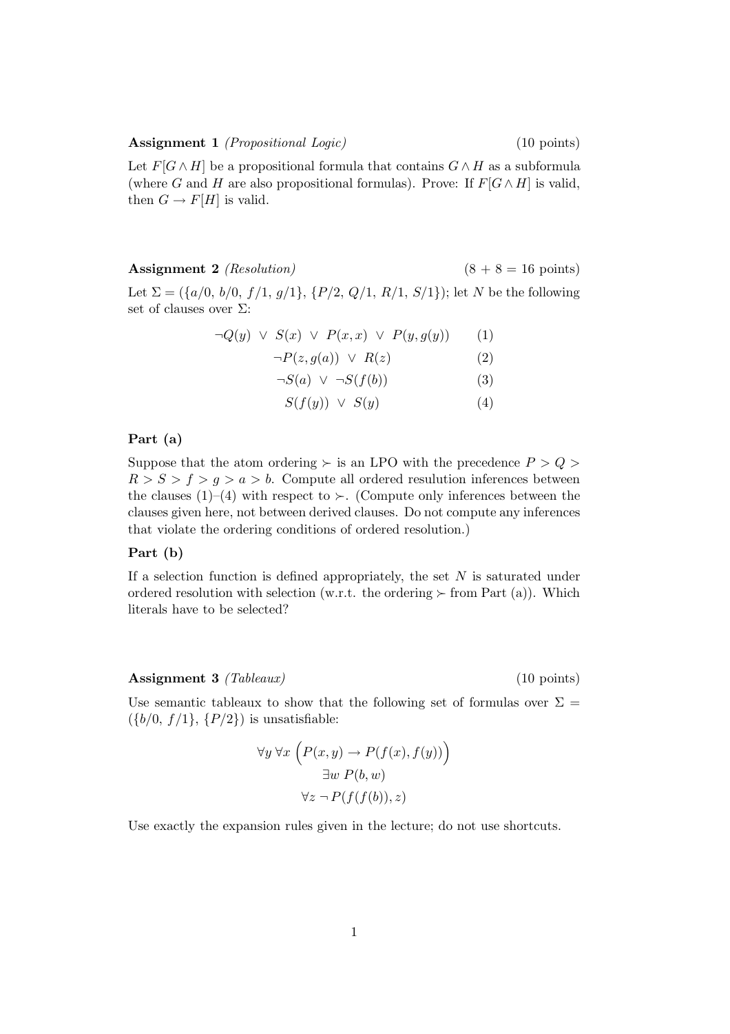**Assignment 1** *(Propositional Logic)* (10 points)

Let $F[G \wedge H]$ be a propositional formula that contains $G \wedge H$ as a subformula (where $G$ and $H$ are also propositional formulas). Prove: If $F[G \wedge H]$ is valid, then $G \rightarrow F[H]$ is valid.

**Assignment 2** *(Resolution)* (8 + 8 = 16 points)

Let $\Sigma = (\{a/0,\ b/0,\ f/1,\ g/1\},\ \{P/2,\ Q/1,\ R/1,\ S/1\})$; let $N$ be the following set of clauses over $\Sigma$:

$$\neg Q(y)\ \vee\ S(x)\ \vee\ P(x,x)\ \vee\ P(y,g(y)) \qquad (1)$$

$$\neg P(z,g(a))\ \vee\ R(z) \qquad (2)$$

$$\neg S(a)\ \vee\ \neg S(f(b)) \qquad (3)$$

$$S(f(y))\ \vee\ S(y) \qquad (4)$$

**Part (a)**

Suppose that the atom ordering $\succ$ is an LPO with the precedence $P > Q > R > S > f > g > a > b$. Compute all ordered resulution inferences between the clauses (1)–(4) with respect to $\succ$. (Compute only inferences between the clauses given here, not between derived clauses. Do not compute any inferences that violate the ordering conditions of ordered resolution.)

**Part (b)**

If a selection function is defined appropriately, the set $N$ is saturated under ordered resolution with selection (w.r.t. the ordering $\succ$ from Part (a)). Which literals have to be selected?

**Assignment 3** *(Tableaux)* (10 points)

Use semantic tableaux to show that the following set of formulas over $\Sigma = (\{b/0,\ f/1\},\ \{P/2\})$ is unsatisfiable:

$$\forall y\ \forall x\ \Big(P(x,y) \rightarrow P(f(x), f(y))\Big)$$

$$\exists w\ P(b,w)$$

$$\forall z\ \neg\, P(f(f(b)), z)$$

Use exactly the expansion rules given in the lecture; do not use shortcuts.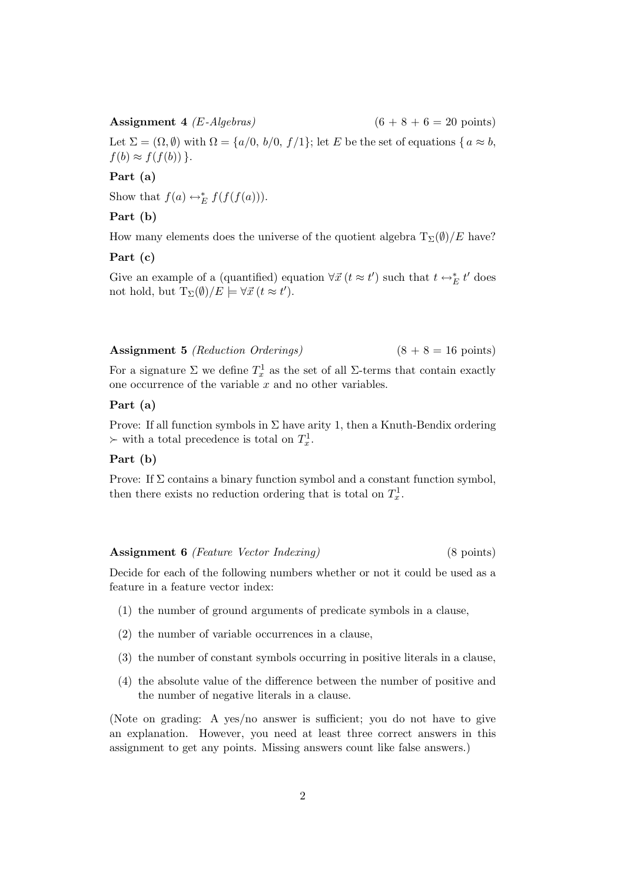**Assignment 4** *(E-Algebras)* (6 + 8 + 6 = 20 points)

Let $\Sigma = (\Omega, \emptyset)$ with $\Omega = \{a/0,\ b/0,\ f/1\}$; let $E$ be the set of equations $\{\, a \approx b,\ f(b) \approx f(f(b))\,\}$.

**Part (a)**

Show that $f(a) \leftrightarrow_E^* f(f(f(a)))$.

**Part (b)**

How many elements does the universe of the quotient algebra $\mathrm{T}_\Sigma(\emptyset)/E$ have?

**Part (c)**

Give an example of a (quantified) equation $\forall \vec{x}\,(t \approx t')$ such that $t \leftrightarrow_E^* t'$ does not hold, but $\mathrm{T}_\Sigma(\emptyset)/E \models \forall \vec{x}\,(t \approx t')$.

**Assignment 5** *(Reduction Orderings)* (8 + 8 = 16 points)

For a signature $\Sigma$ we define $T_x^1$ as the set of all $\Sigma$-terms that contain exactly one occurrence of the variable $x$ and no other variables.

**Part (a)**

Prove: If all function symbols in $\Sigma$ have arity 1, then a Knuth-Bendix ordering $\succ$ with a total precedence is total on $T_x^1$.

**Part (b)**

Prove: If $\Sigma$ contains a binary function symbol and a constant function symbol, then there exists no reduction ordering that is total on $T_x^1$.

**Assignment 6** *(Feature Vector Indexing)* (8 points)

Decide for each of the following numbers whether or not it could be used as a feature in a feature vector index:

(1) the number of ground arguments of predicate symbols in a clause,

(2) the number of variable occurrences in a clause,

(3) the number of constant symbols occurring in positive literals in a clause,

(4) the absolute value of the difference between the number of positive and the number of negative literals in a clause.

(Note on grading: A yes/no answer is sufficient; you do not have to give an explanation. However, you need at least three correct answers in this assignment to get any points. Missing answers count like false answers.)